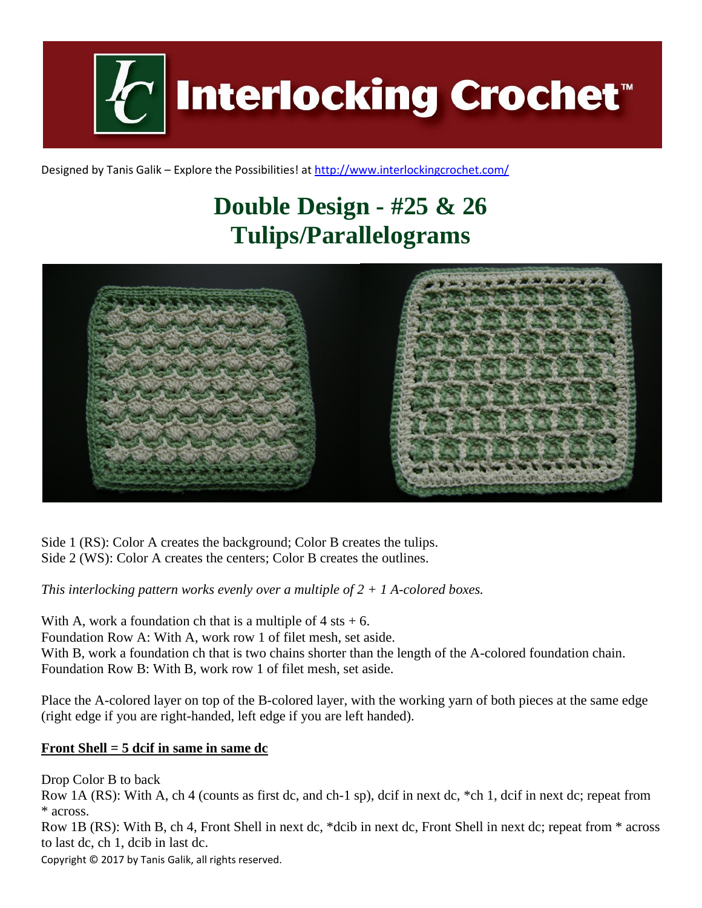# Interlocking Crochet™

Designed by Tanis Galik – Explore the Possibilities! at http://www.interlockingcrochet.com/

# Double Design - #25 & 26
# Tulips/Parallelograms

Side 1 (RS): Color A creates the background; Color B creates the tulips.
Side 2 (WS): Color A creates the centers; Color B creates the outlines.

*This interlocking pattern works evenly over a multiple of 2 + 1 A-colored boxes.*

With A, work a foundation ch that is a multiple of 4 sts + 6.
Foundation Row A: With A, work row 1 of filet mesh, set aside.
With B, work a foundation ch that is two chains shorter than the length of the A-colored foundation chain.
Foundation Row B: With B, work row 1 of filet mesh, set aside.

Place the A-colored layer on top of the B-colored layer, with the working yarn of both pieces at the same edge (right edge if you are right-handed, left edge if you are left handed).

**Front Shell = 5 dcif in same in same dc**

Drop Color B to back
Row 1A (RS): With A, ch 4 (counts as first dc, and ch-1 sp), dcif in next dc, *ch 1, dcif in next dc; repeat from * across.
Row 1B (RS): With B, ch 4, Front Shell in next dc, *dcib in next dc, Front Shell in next dc; repeat from * across to last dc, ch 1, dcib in last dc.

Copyright © 2017 by Tanis Galik, all rights reserved.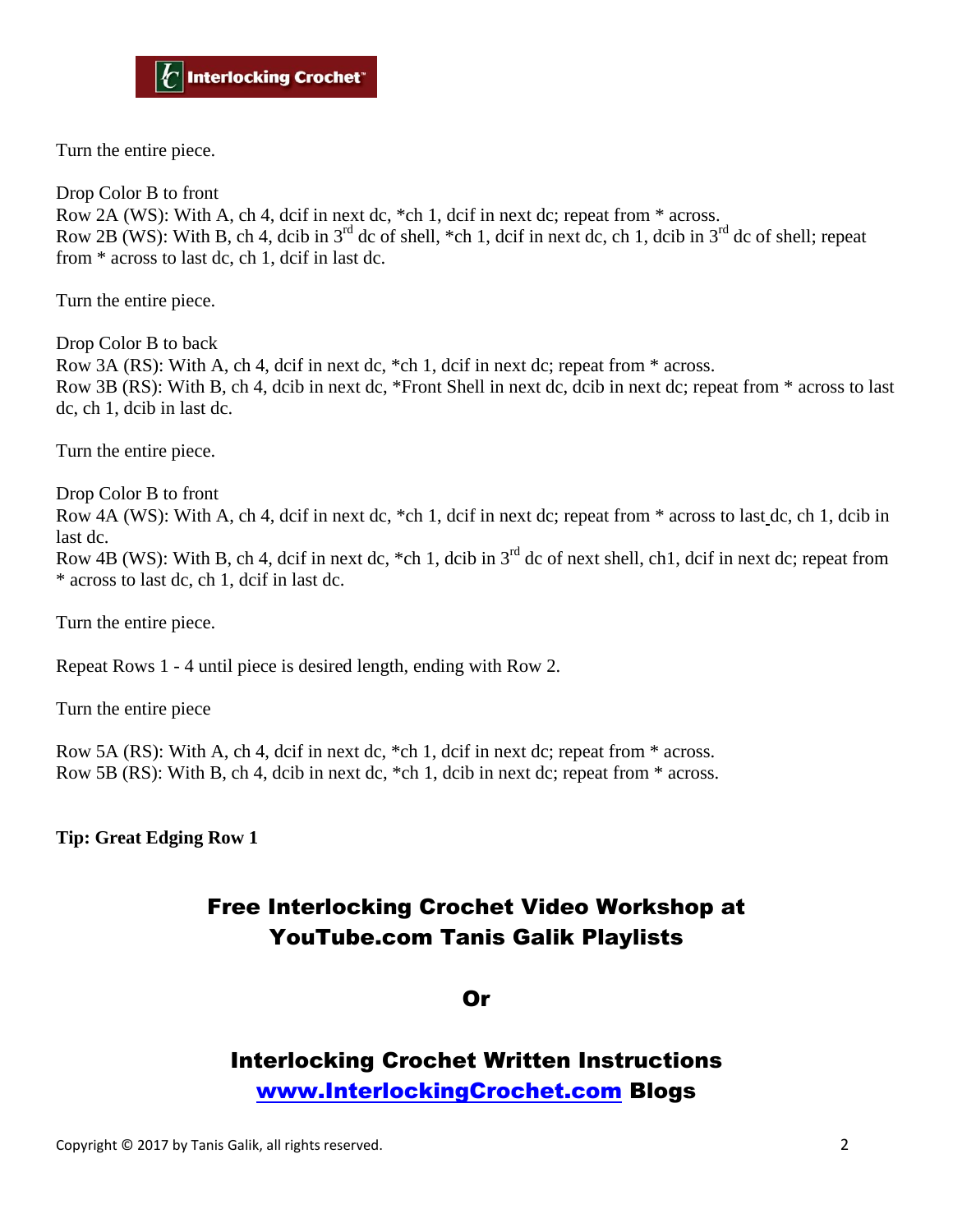Turn the entire piece.

Drop Color B to front
Row 2A (WS): With A, ch 4, dcif in next dc, *ch 1, dcif in next dc; repeat from * across.
Row 2B (WS): With B, ch 4, dcib in 3rd dc of shell, *ch 1, dcif in next dc, ch 1, dcib in 3rd dc of shell; repeat from * across to last dc, ch 1, dcif in last dc.

Turn the entire piece.

Drop Color B to back
Row 3A (RS): With A, ch 4, dcif in next dc, *ch 1, dcif in next dc; repeat from * across.
Row 3B (RS): With B, ch 4, dcib in next dc, *Front Shell in next dc, dcib in next dc; repeat from * across to last dc, ch 1, dcib in last dc.

Turn the entire piece.

Drop Color B to front
Row 4A (WS): With A, ch 4, dcif in next dc, *ch 1, dcif in next dc; repeat from * across to last dc, ch 1, dcib in last dc.
Row 4B (WS): With B, ch 4, dcif in next dc, *ch 1, dcib in 3rd dc of next shell, ch1, dcif in next dc; repeat from * across to last dc, ch 1, dcif in last dc.

Turn the entire piece.

Repeat Rows 1 - 4 until piece is desired length, ending with Row 2.

Turn the entire piece

Row 5A (RS): With A, ch 4, dcif in next dc, *ch 1, dcif in next dc; repeat from * across.
Row 5B (RS): With B, ch 4, dcib in next dc, *ch 1, dcib in next dc; repeat from * across.

**Tip: Great Edging Row 1**

## Free Interlocking Crochet Video Workshop at YouTube.com Tanis Galik Playlists

## Or

## Interlocking Crochet Written Instructions [www.InterlockingCrochet.com](http://www.InterlockingCrochet.com) Blogs

Copyright © 2017 by Tanis Galik, all rights reserved.